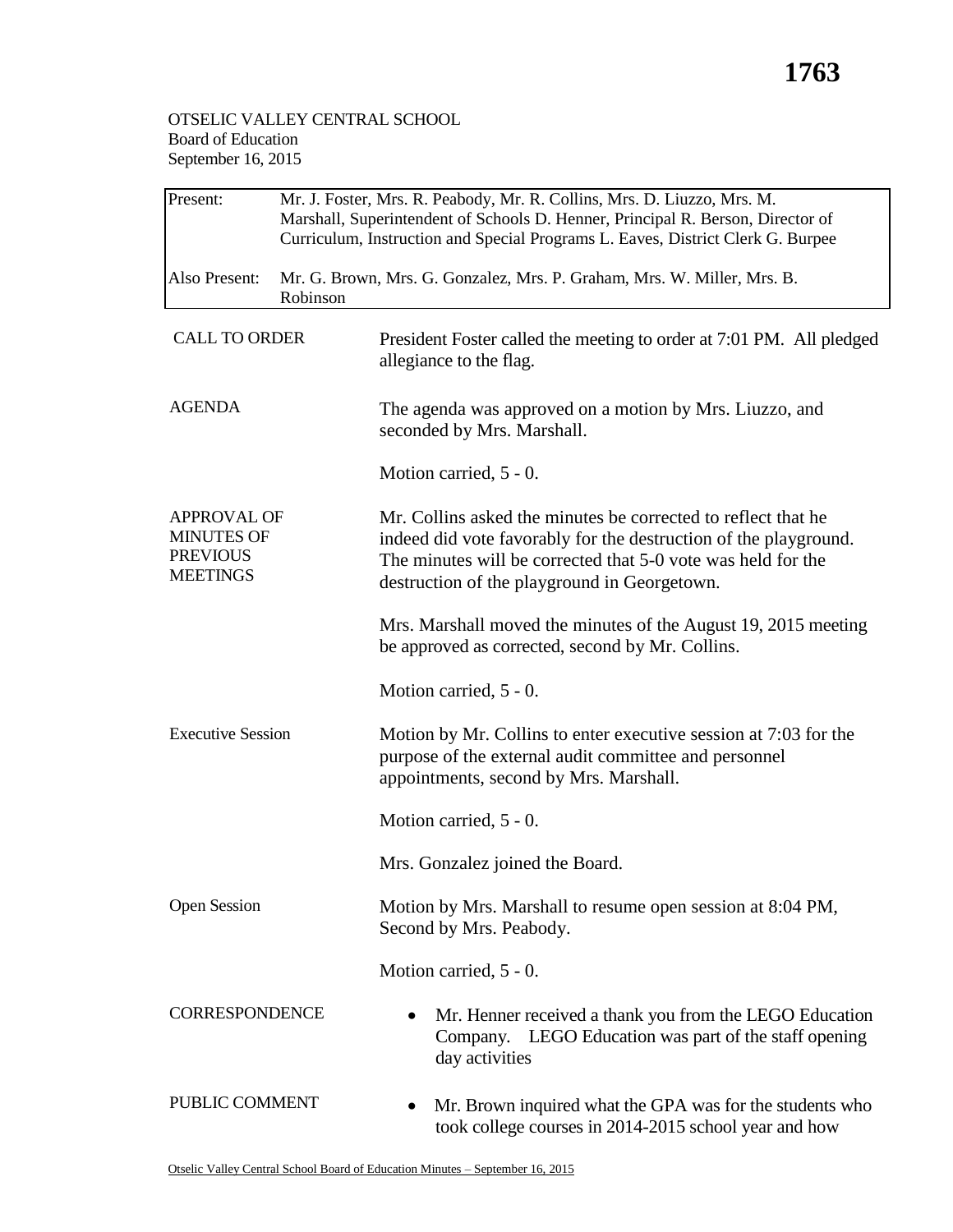OTSELIC VALLEY CENTRAL SCHOOL
Board of Education
September 16, 2015

| | |
|---|---|
| Present: | Mr. J. Foster, Mrs. R. Peabody, Mr. R. Collins, Mrs. D. Liuzzo, Mrs. M. Marshall, Superintendent of Schools D. Henner, Principal R. Berson, Director of Curriculum, Instruction and Special Programs L. Eaves, District Clerk G. Burpee |
| Also Present: | Mr. G. Brown, Mrs. G. Gonzalez, Mrs. P. Graham, Mrs. W. Miller, Mrs. B. Robinson |

**CALL TO ORDER**

President Foster called the meeting to order at 7:01 PM. All pledged allegiance to the flag.

**AGENDA**

The agenda was approved on a motion by Mrs. Liuzzo, and seconded by Mrs. Marshall.

Motion carried, 5 - 0.

**APPROVAL OF MINUTES OF PREVIOUS MEETINGS**

Mr. Collins asked the minutes be corrected to reflect that he indeed did vote favorably for the destruction of the playground. The minutes will be corrected that 5-0 vote was held for the destruction of the playground in Georgetown.

Mrs. Marshall moved the minutes of the August 19, 2015 meeting be approved as corrected, second by Mr. Collins.

Motion carried, 5 - 0.

**Executive Session**

Motion by Mr. Collins to enter executive session at 7:03 for the purpose of the external audit committee and personnel appointments, second by Mrs. Marshall.

Motion carried, 5 - 0.

Mrs. Gonzalez joined the Board.

**Open Session**

Motion by Mrs. Marshall to resume open session at 8:04 PM, Second by Mrs. Peabody.

Motion carried, 5 - 0.

**CORRESPONDENCE**

- Mr. Henner received a thank you from the LEGO Education Company. LEGO Education was part of the staff opening day activities

**PUBLIC COMMENT**

- Mr. Brown inquired what the GPA was for the students who took college courses in 2014-2015 school year and how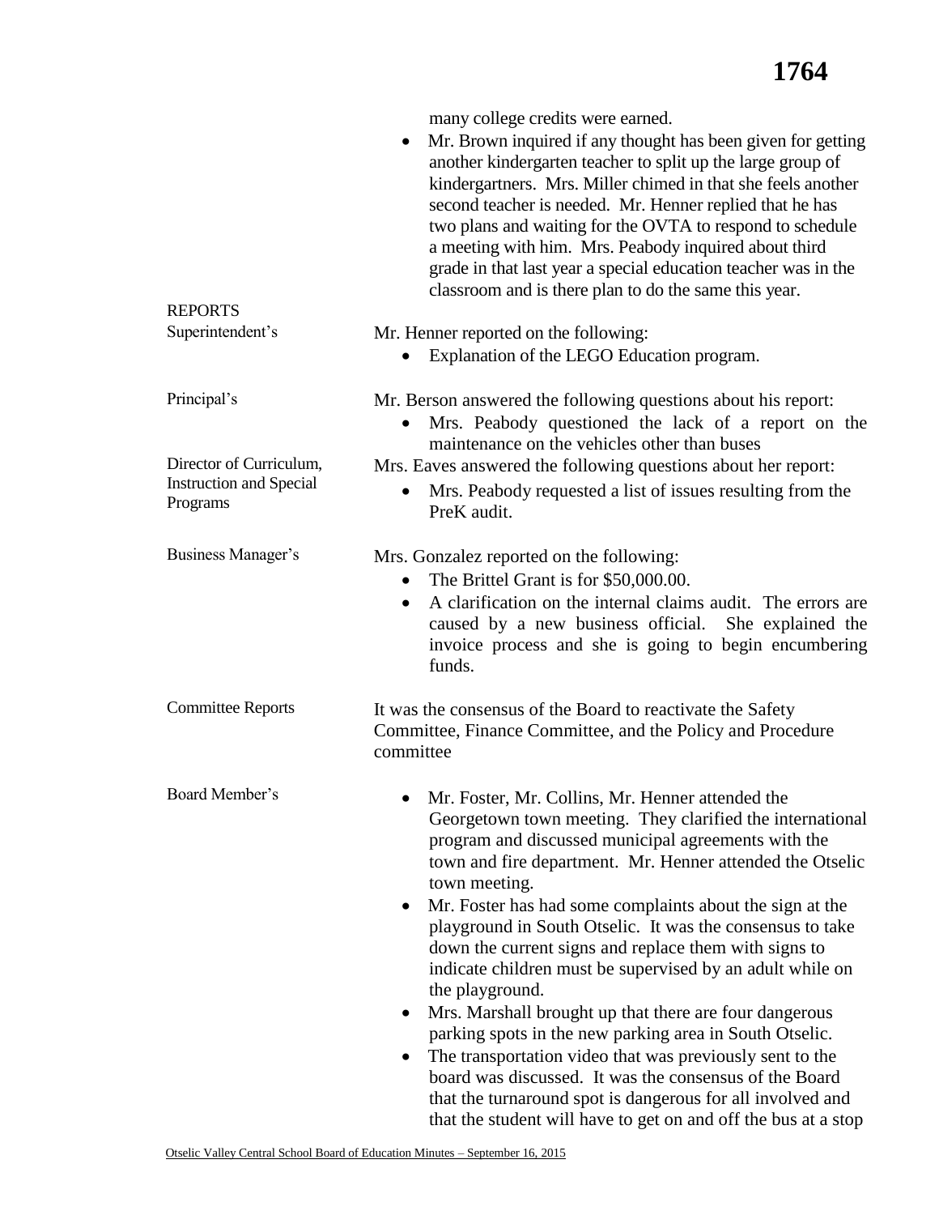many college credits were earned.

- Mr. Brown inquired if any thought has been given for getting another kindergarten teacher to split up the large group of kindergartners. Mrs. Miller chimed in that she feels another second teacher is needed. Mr. Henner replied that he has two plans and waiting for the OVTA to respond to schedule a meeting with him. Mrs. Peabody inquired about third grade in that last year a special education teacher was in the classroom and is there plan to do the same this year.

## REPORTS

**Superintendent's**

Mr. Henner reported on the following:

- Explanation of the LEGO Education program.

**Principal's**

Mr. Berson answered the following questions about his report:

- Mrs. Peabody questioned the lack of a report on the maintenance on the vehicles other than buses

**Director of Curriculum, Instruction and Special Programs**

Mrs. Eaves answered the following questions about her report:

- Mrs. Peabody requested a list of issues resulting from the PreK audit.

**Business Manager's**

Mrs. Gonzalez reported on the following:

- The Brittel Grant is for $50,000.00.
- A clarification on the internal claims audit. The errors are caused by a new business official. She explained the invoice process and she is going to begin encumbering funds.

**Committee Reports**

It was the consensus of the Board to reactivate the Safety Committee, Finance Committee, and the Policy and Procedure committee

**Board Member's**

- Mr. Foster, Mr. Collins, Mr. Henner attended the Georgetown town meeting. They clarified the international program and discussed municipal agreements with the town and fire department. Mr. Henner attended the Otselic town meeting.
- Mr. Foster has had some complaints about the sign at the playground in South Otselic. It was the consensus to take down the current signs and replace them with signs to indicate children must be supervised by an adult while on the playground.
- Mrs. Marshall brought up that there are four dangerous parking spots in the new parking area in South Otselic.
- The transportation video that was previously sent to the board was discussed. It was the consensus of the Board that the turnaround spot is dangerous for all involved and that the student will have to get on and off the bus at a stop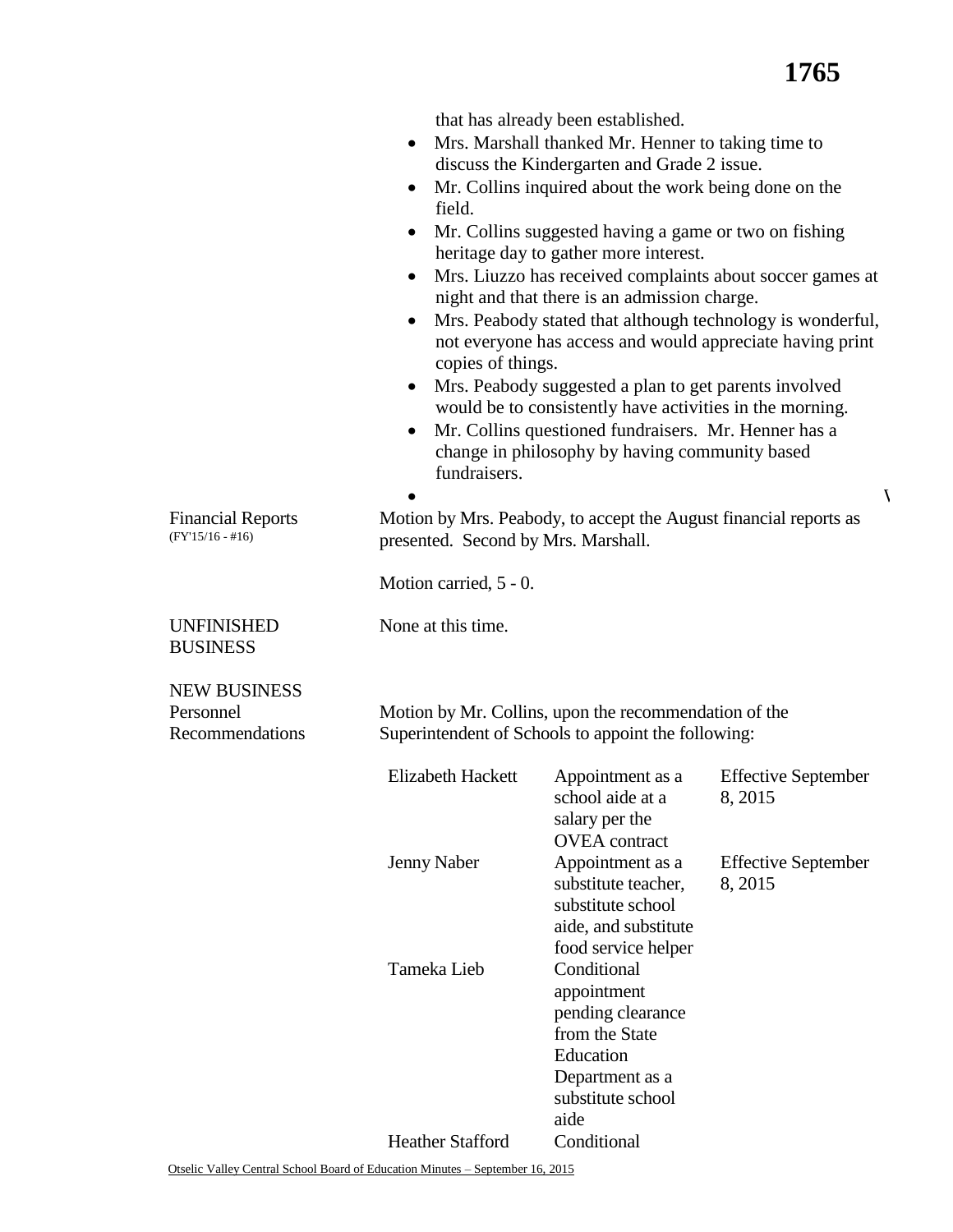that has already been established.

- Mrs. Marshall thanked Mr. Henner to taking time to discuss the Kindergarten and Grade 2 issue.
- Mr. Collins inquired about the work being done on the field.
- Mr. Collins suggested having a game or two on fishing heritage day to gather more interest.
- Mrs. Liuzzo has received complaints about soccer games at night and that there is an admission charge.
- Mrs. Peabody stated that although technology is wonderful, not everyone has access and would appreciate having print copies of things.
- Mrs. Peabody suggested a plan to get parents involved would be to consistently have activities in the morning.
- Mr. Collins questioned fundraisers. Mr. Henner has a change in philosophy by having community based fundraisers.
-

**Financial Reports** (FY'15/16 - #16)

Motion by Mrs. Peabody, to accept the August financial reports as presented. Second by Mrs. Marshall.

Motion carried, 5 - 0.

**UNFINISHED BUSINESS**

None at this time.

**NEW BUSINESS**

**Personnel Recommendations**

Motion by Mr. Collins, upon the recommendation of the Superintendent of Schools to appoint the following:

| | | |
|---|---|---|
| Elizabeth Hackett | Appointment as a school aide at a salary per the OVEA contract | Effective September 8, 2015 |
| Jenny Naber | Appointment as a substitute teacher, substitute school aide, and substitute food service helper | Effective September 8, 2015 |
| Tameka Lieb | Conditional appointment pending clearance from the State Education Department as a substitute school aide | |
| Heather Stafford | Conditional | |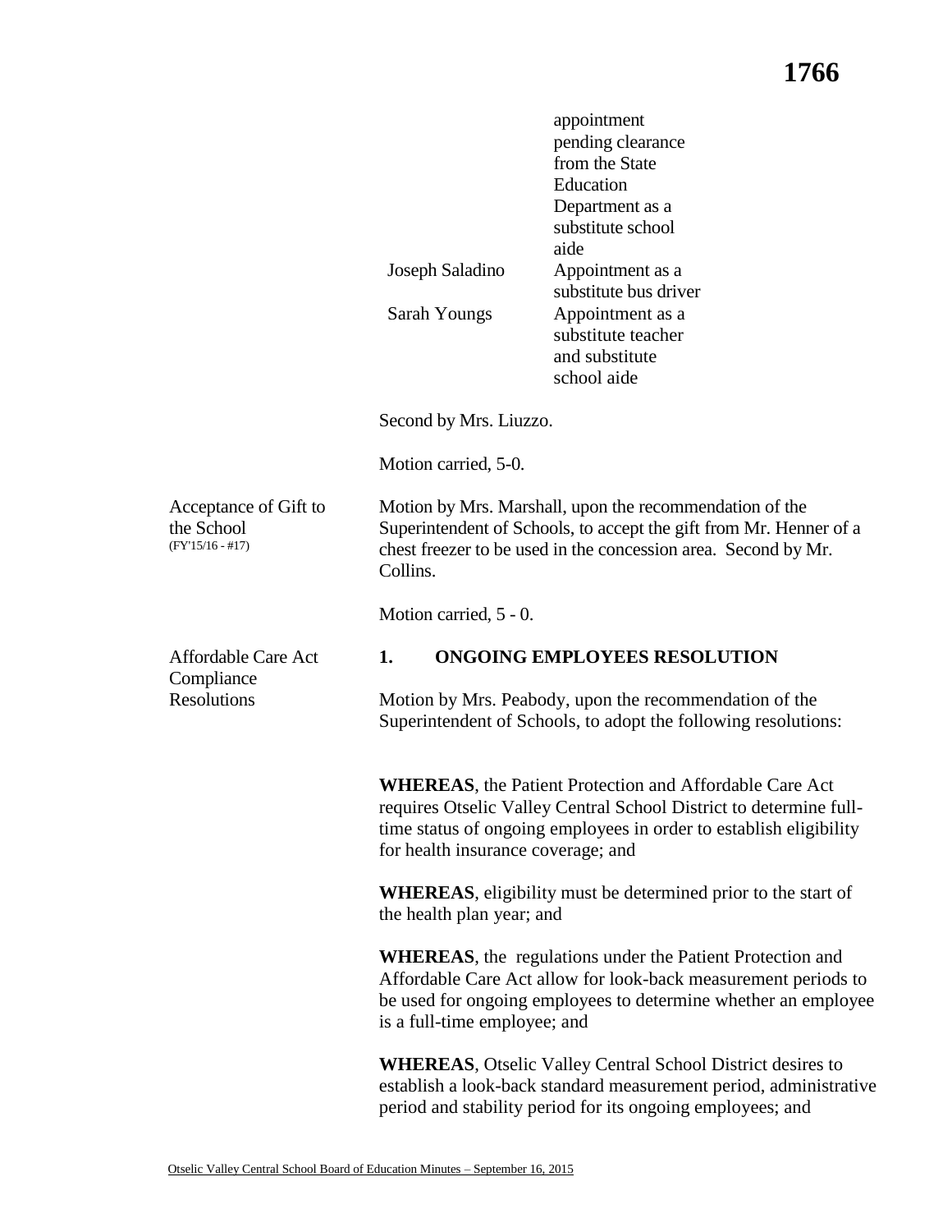| | |
|---|---|
| | appointment pending clearance from the State Education Department as a substitute school aide |
| Joseph Saladino | Appointment as a substitute bus driver |
| Sarah Youngs | Appointment as a substitute teacher and substitute school aide |

Second by Mrs. Liuzzo.

Motion carried, 5-0.

Acceptance of Gift to the School (FY'15/16 - #17)

Motion by Mrs. Marshall, upon the recommendation of the Superintendent of Schools, to accept the gift from Mr. Henner of a chest freezer to be used in the concession area. Second by Mr. Collins.

Motion carried, 5 - 0.

Affordable Care Act Compliance Resolutions

**1. ONGOING EMPLOYEES RESOLUTION**

Motion by Mrs. Peabody, upon the recommendation of the Superintendent of Schools, to adopt the following resolutions:

**WHEREAS**, the Patient Protection and Affordable Care Act requires Otselic Valley Central School District to determine full-time status of ongoing employees in order to establish eligibility for health insurance coverage; and

**WHEREAS**, eligibility must be determined prior to the start of the health plan year; and

**WHEREAS**, the regulations under the Patient Protection and Affordable Care Act allow for look-back measurement periods to be used for ongoing employees to determine whether an employee is a full-time employee; and

**WHEREAS**, Otselic Valley Central School District desires to establish a look-back standard measurement period, administrative period and stability period for its ongoing employees; and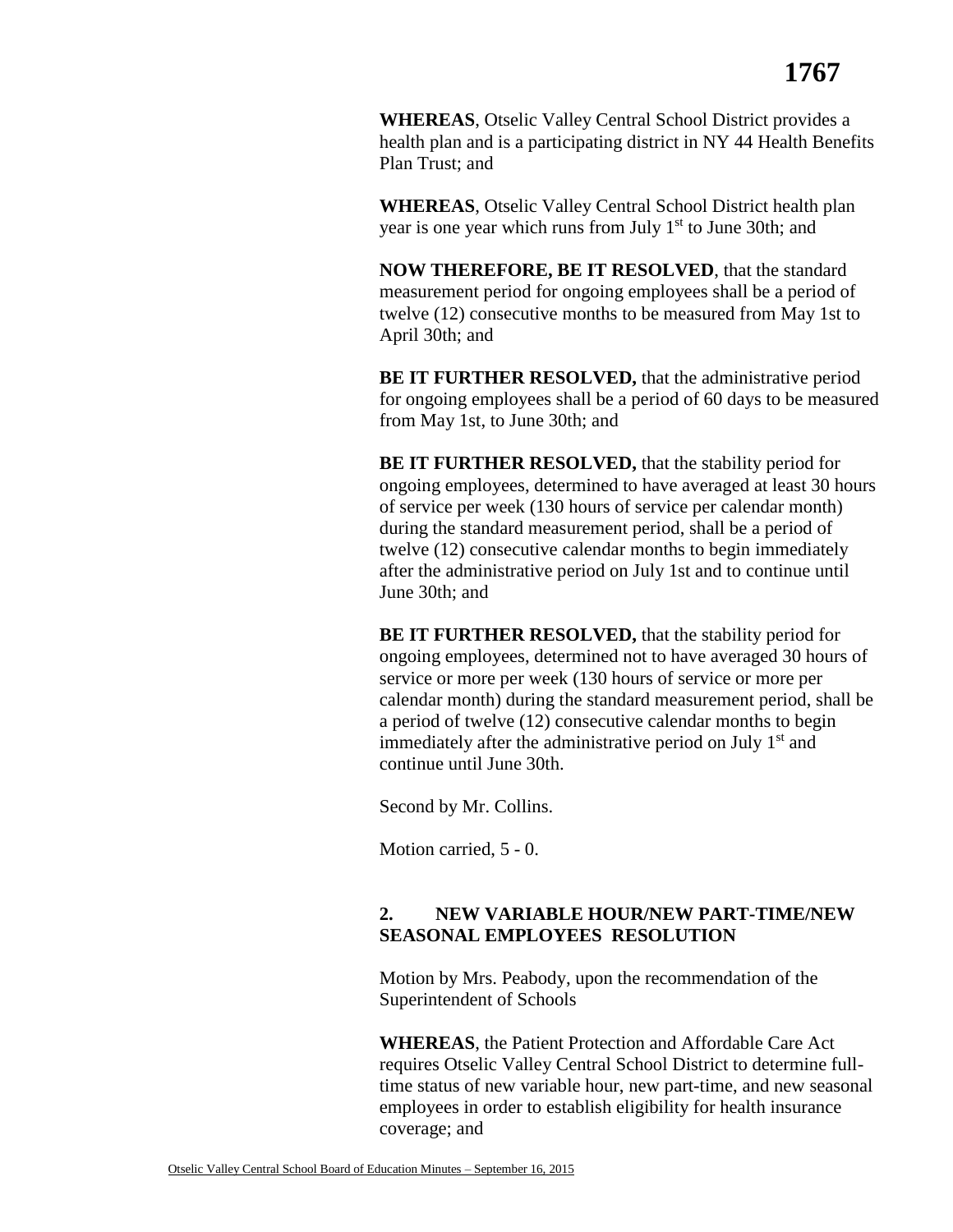**WHEREAS**, Otselic Valley Central School District provides a health plan and is a participating district in NY 44 Health Benefits Plan Trust; and

**WHEREAS**, Otselic Valley Central School District health plan year is one year which runs from July 1st to June 30th; and

**NOW THEREFORE, BE IT RESOLVED**, that the standard measurement period for ongoing employees shall be a period of twelve (12) consecutive months to be measured from May 1st to April 30th; and

**BE IT FURTHER RESOLVED,** that the administrative period for ongoing employees shall be a period of 60 days to be measured from May 1st, to June 30th; and

**BE IT FURTHER RESOLVED,** that the stability period for ongoing employees, determined to have averaged at least 30 hours of service per week (130 hours of service per calendar month) during the standard measurement period, shall be a period of twelve (12) consecutive calendar months to begin immediately after the administrative period on July 1st and to continue until June 30th; and

**BE IT FURTHER RESOLVED,** that the stability period for ongoing employees, determined not to have averaged 30 hours of service or more per week (130 hours of service or more per calendar month) during the standard measurement period, shall be a period of twelve (12) consecutive calendar months to begin immediately after the administrative period on July 1st and continue until June 30th.

Second by Mr. Collins.

Motion carried, 5 - 0.

**2. NEW VARIABLE HOUR/NEW PART-TIME/NEW SEASONAL EMPLOYEES RESOLUTION**

Motion by Mrs. Peabody, upon the recommendation of the Superintendent of Schools

**WHEREAS**, the Patient Protection and Affordable Care Act requires Otselic Valley Central School District to determine full-time status of new variable hour, new part-time, and new seasonal employees in order to establish eligibility for health insurance coverage; and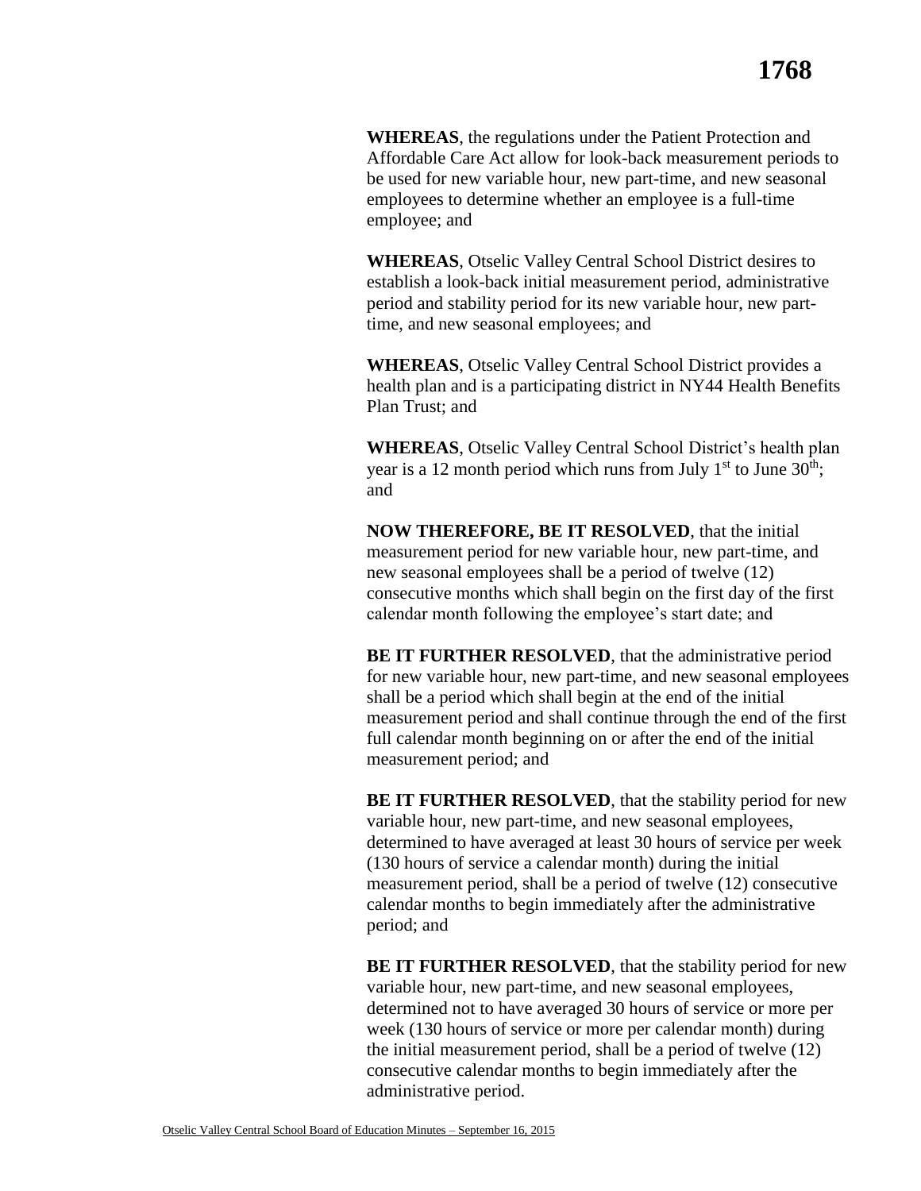**WHEREAS**, the regulations under the Patient Protection and Affordable Care Act allow for look-back measurement periods to be used for new variable hour, new part-time, and new seasonal employees to determine whether an employee is a full-time employee; and

**WHEREAS**, Otselic Valley Central School District desires to establish a look-back initial measurement period, administrative period and stability period for its new variable hour, new part-time, and new seasonal employees; and

**WHEREAS**, Otselic Valley Central School District provides a health plan and is a participating district in NY44 Health Benefits Plan Trust; and

**WHEREAS**, Otselic Valley Central School District's health plan year is a 12 month period which runs from July 1st to June 30th; and

**NOW THEREFORE, BE IT RESOLVED**, that the initial measurement period for new variable hour, new part-time, and new seasonal employees shall be a period of twelve (12) consecutive months which shall begin on the first day of the first calendar month following the employee's start date; and

**BE IT FURTHER RESOLVED**, that the administrative period for new variable hour, new part-time, and new seasonal employees shall be a period which shall begin at the end of the initial measurement period and shall continue through the end of the first full calendar month beginning on or after the end of the initial measurement period; and

**BE IT FURTHER RESOLVED**, that the stability period for new variable hour, new part-time, and new seasonal employees, determined to have averaged at least 30 hours of service per week (130 hours of service a calendar month) during the initial measurement period, shall be a period of twelve (12) consecutive calendar months to begin immediately after the administrative period; and

**BE IT FURTHER RESOLVED**, that the stability period for new variable hour, new part-time, and new seasonal employees, determined not to have averaged 30 hours of service or more per week (130 hours of service or more per calendar month) during the initial measurement period, shall be a period of twelve (12) consecutive calendar months to begin immediately after the administrative period.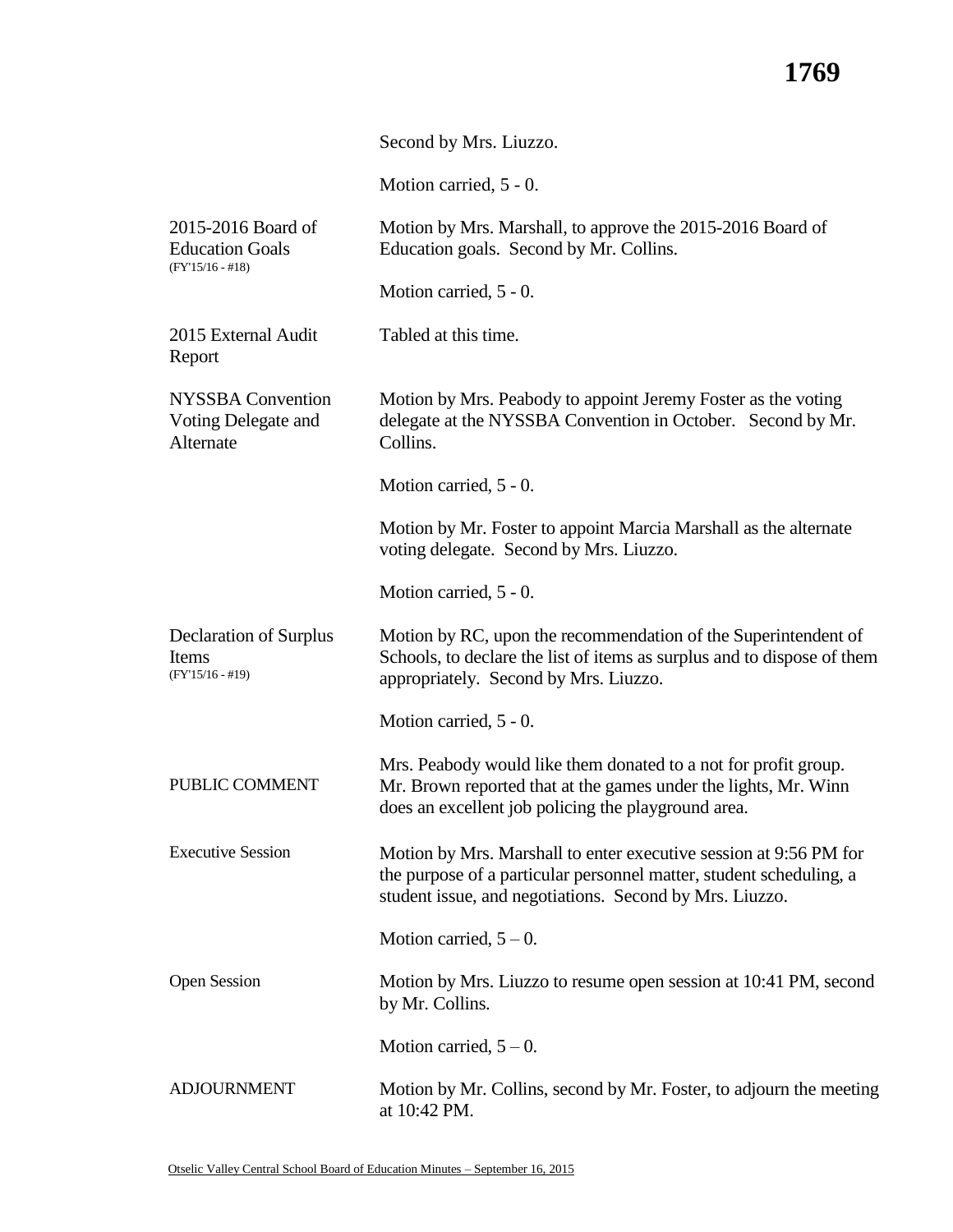Second by Mrs. Liuzzo.

Motion carried, 5 - 0.

**2015-2016 Board of Education Goals** (FY'15/16 - #18)

Motion by Mrs. Marshall, to approve the 2015-2016 Board of Education goals. Second by Mr. Collins.

Motion carried, 5 - 0.

**2015 External Audit Report**

Tabled at this time.

**NYSSBA Convention Voting Delegate and Alternate**

Motion by Mrs. Peabody to appoint Jeremy Foster as the voting delegate at the NYSSBA Convention in October. Second by Mr. Collins.

Motion carried, 5 - 0.

Motion by Mr. Foster to appoint Marcia Marshall as the alternate voting delegate. Second by Mrs. Liuzzo.

Motion carried, 5 - 0.

**Declaration of Surplus Items** (FY'15/16 - #19)

Motion by RC, upon the recommendation of the Superintendent of Schools, to declare the list of items as surplus and to dispose of them appropriately. Second by Mrs. Liuzzo.

Motion carried, 5 - 0.

Mrs. Peabody would like them donated to a not for profit group.

**PUBLIC COMMENT**

Mr. Brown reported that at the games under the lights, Mr. Winn does an excellent job policing the playground area.

**Executive Session**

Motion by Mrs. Marshall to enter executive session at 9:56 PM for the purpose of a particular personnel matter, student scheduling, a student issue, and negotiations. Second by Mrs. Liuzzo.

Motion carried, 5 – 0.

**Open Session**

Motion by Mrs. Liuzzo to resume open session at 10:41 PM, second by Mr. Collins.

Motion carried, 5 – 0.

**ADJOURNMENT**

Motion by Mr. Collins, second by Mr. Foster, to adjourn the meeting at 10:42 PM.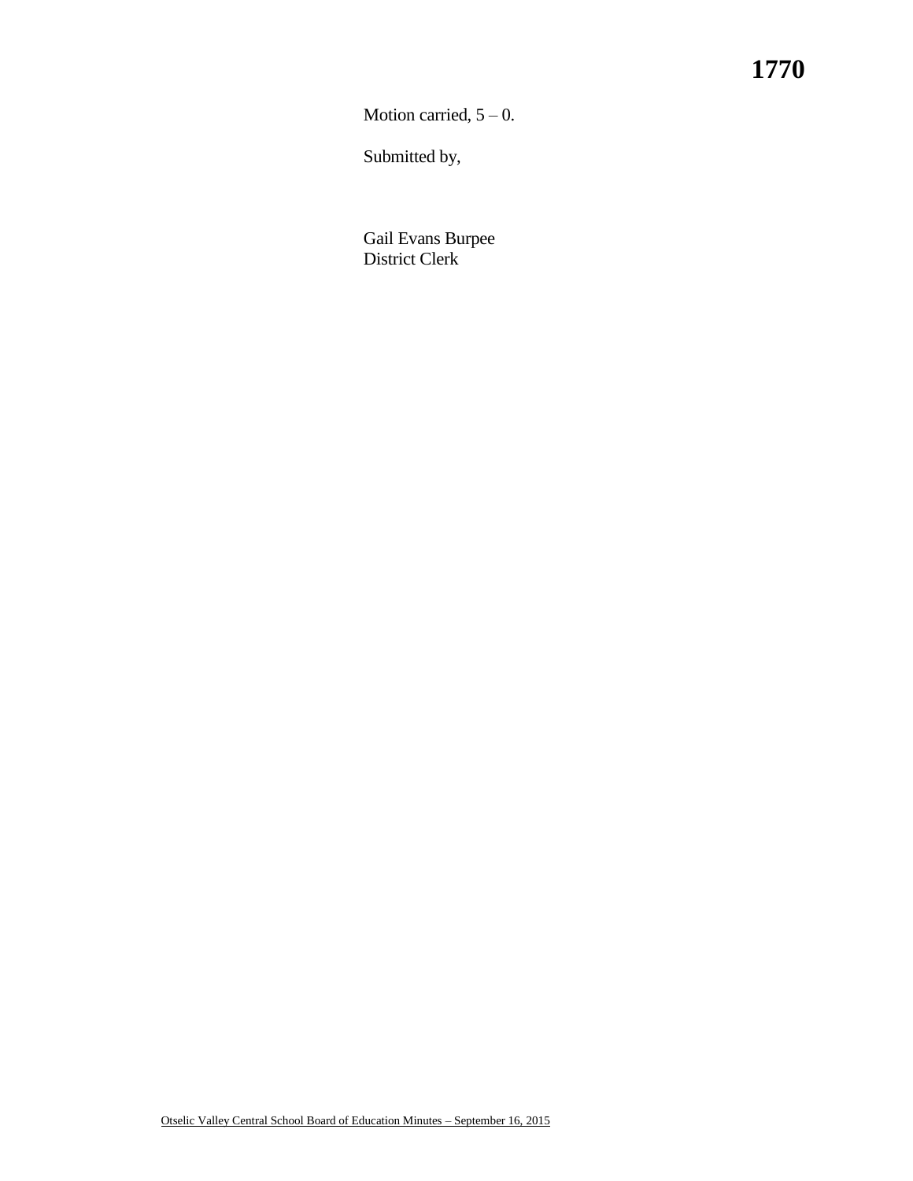Motion carried, 5 – 0.

Submitted by,

Gail Evans Burpee
District Clerk